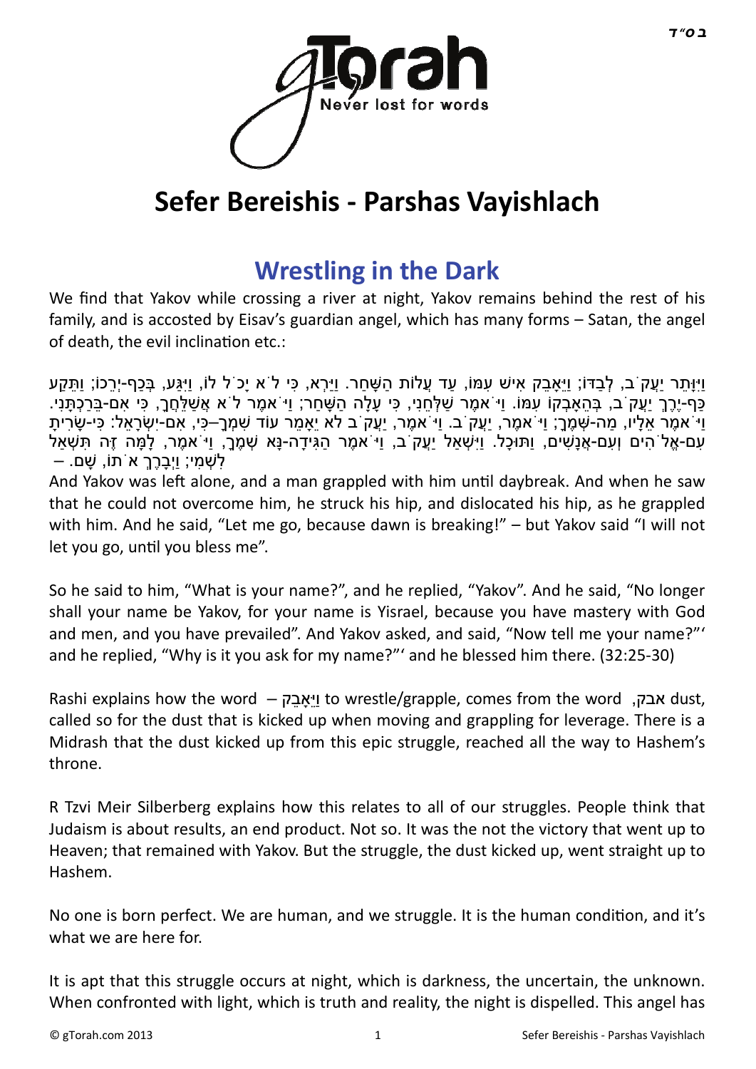# Sefer Bereishis - Parshas Vayishlach

## Wrestling in the Dark

We find that Yakov while crossing a river at night, Yakov remains behind the rest of his family, and is accosted by Eisav's guardian angel, which has many forms – Satan, the angel of death, the evil inclination etc.:

וַיִּוָּתֵר יַעֲקֹב, לְבַדּוֹ; וַיֵּאָבֵק אִישׁ עִמּוֹ, עַד עֲלוֹת הַשָּׁחַר. וַיַּרְא, כִּי לֹא יָכֹל לוֹ, וַיִּגַּע, בְּכַף-יְרֵכוֹ; וַתֵּקַע כַּף-יֶרֶךְ יַעֲקֹב, בְּהֵאָבְקוֹ עִמּוֹ. וַיֹּאמֶר שַׁלְּחֵנִי, כִּי עָלָה הַשָּׁחַר; וַיֹּאמֶר לֹא אֲשַׁלֵּחֲךָ, כִּי אִם-בֵּרַכְתָּנִי. וַיֹּאמֶר אֵלָיו, מַה-שְּׁמֶךָ; וַיֹּאמֶר, יַעֲקֹב. וַיֹּאמֶר, יַעֲקֹב לֹא יֵאָמֵר עוֹד שִׁמְךָ–כִּי, אִם-יִשְׂרָאֵל: כִּי-שָׂרִיתָ עִם-אֱלֹהִים וְעִם-אֲנָשִׁים, וַתּוּכָל. וַיִּשְׁאַל יַעֲקֹב, וַיֹּאמֶר הַגִּידָה-נָּא שְׁמֶךָ, וַיֹּאמֶר, לָמָּה זֶּה תִּשְׁאַל לִשְׁמִי; וַיְבָרֶךְ אֹתוֹ, שָׁם. –

And Yakov was left alone, and a man grappled with him until daybreak. And when he saw that he could not overcome him, he struck his hip, and dislocated his hip, as he grappled with him. And he said, "Let me go, because dawn is breaking!" – but Yakov said "I will not let you go, until you bless me".

So he said to him, "What is your name?", and he replied, "Yakov". And he said, "No longer shall your name be Yakov, for your name is Yisrael, because you have mastery with God and men, and you have prevailed". And Yakov asked, and said, "Now tell me your name?"' and he replied, "Why is it you ask for my name?"' and he blessed him there. (32:25-30)

Rashi explains how the word – וַיֵּאָבֵק to wrestle/grapple, comes from the word אבק, dust, called so for the dust that is kicked up when moving and grappling for leverage. There is a Midrash that the dust kicked up from this epic struggle, reached all the way to Hashem's throne.

R Tzvi Meir Silberberg explains how this relates to all of our struggles. People think that Judaism is about results, an end product. Not so. It was the not the victory that went up to Heaven; that remained with Yakov. But the struggle, the dust kicked up, went straight up to Hashem.

No one is born perfect. We are human, and we struggle. It is the human condition, and it's what we are here for.

It is apt that this struggle occurs at night, which is darkness, the uncertain, the unknown. When confronted with light, which is truth and reality, the night is dispelled. This angel has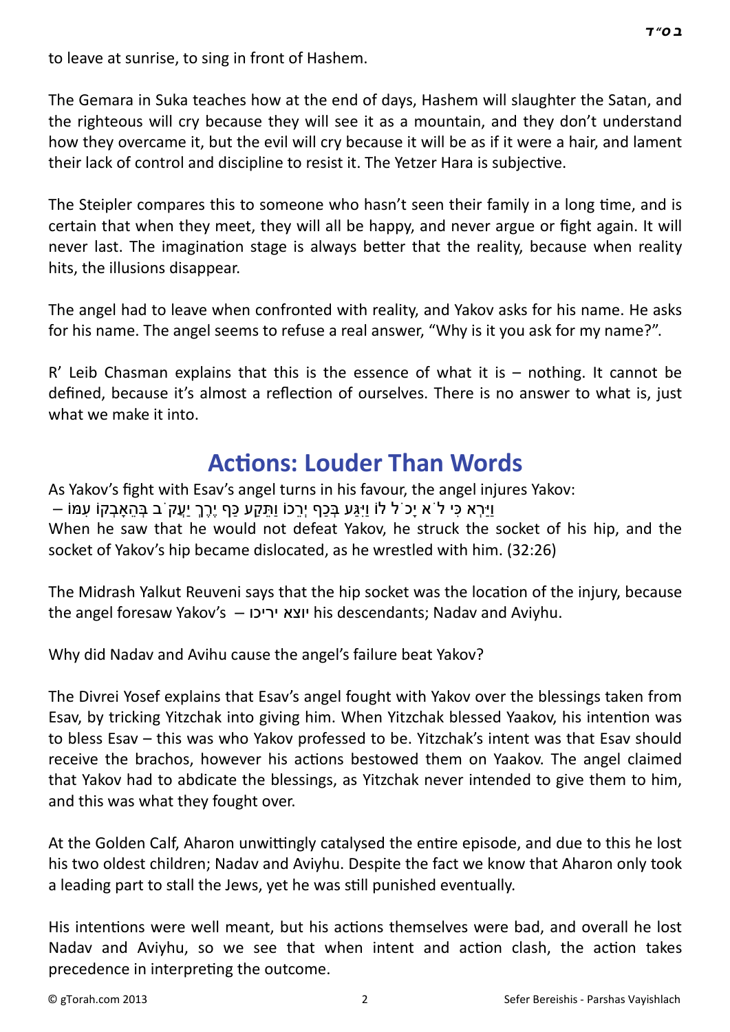to leave at sunrise, to sing in front of Hashem.

The Gemara in Suka teaches how at the end of days, Hashem will slaughter the Satan, and the righteous will cry because they will see it as a mountain, and they don't understand how they overcame it, but the evil will cry because it will be as if it were a hair, and lament their lack of control and discipline to resist it. The Yetzer Hara is subjective.

The Steipler compares this to someone who hasn't seen their family in a long time, and is certain that when they meet, they will all be happy, and never argue or fight again. It will never last. The imagination stage is always better that the reality, because when reality hits, the illusions disappear.

The angel had to leave when confronted with reality, and Yakov asks for his name. He asks for his name. The angel seems to refuse a real answer, "Why is it you ask for my name?".

R' Leib Chasman explains that this is the essence of what it is – nothing. It cannot be defined, because it's almost a reflection of ourselves. There is no answer to what is, just what we make it into.

## Actions: Louder Than Words

As Yakov's fight with Esav's angel turns in his favour, the angel injures Yakov:

וַיַּרְא כִּי לֹא יָכֹל לוֹ וַיִּגַּע בְּכַף יְרֵכוֹ וַתֵּקַע כַּף יֶרֶךְ יַעֲקֹב בְּהֵאָבְקוֹ עִמּוֹ –

When he saw that he would not defeat Yakov, he struck the socket of his hip, and the socket of Yakov's hip became dislocated, as he wrestled with him. (32:26)

The Midrash Yalkut Reuveni says that the hip socket was the location of the injury, because the angel foresaw Yakov's – יוצא יריכו his descendants; Nadav and Aviyhu.

Why did Nadav and Avihu cause the angel's failure beat Yakov?

The Divrei Yosef explains that Esav's angel fought with Yakov over the blessings taken from Esav, by tricking Yitzchak into giving him. When Yitzchak blessed Yaakov, his intention was to bless Esav – this was who Yakov professed to be. Yitzchak's intent was that Esav should receive the brachos, however his actions bestowed them on Yaakov. The angel claimed that Yakov had to abdicate the blessings, as Yitzchak never intended to give them to him, and this was what they fought over.

At the Golden Calf, Aharon unwittingly catalysed the entire episode, and due to this he lost his two oldest children; Nadav and Aviyhu. Despite the fact we know that Aharon only took a leading part to stall the Jews, yet he was still punished eventually.

His intentions were well meant, but his actions themselves were bad, and overall he lost Nadav and Aviyhu, so we see that when intent and action clash, the action takes precedence in interpreting the outcome.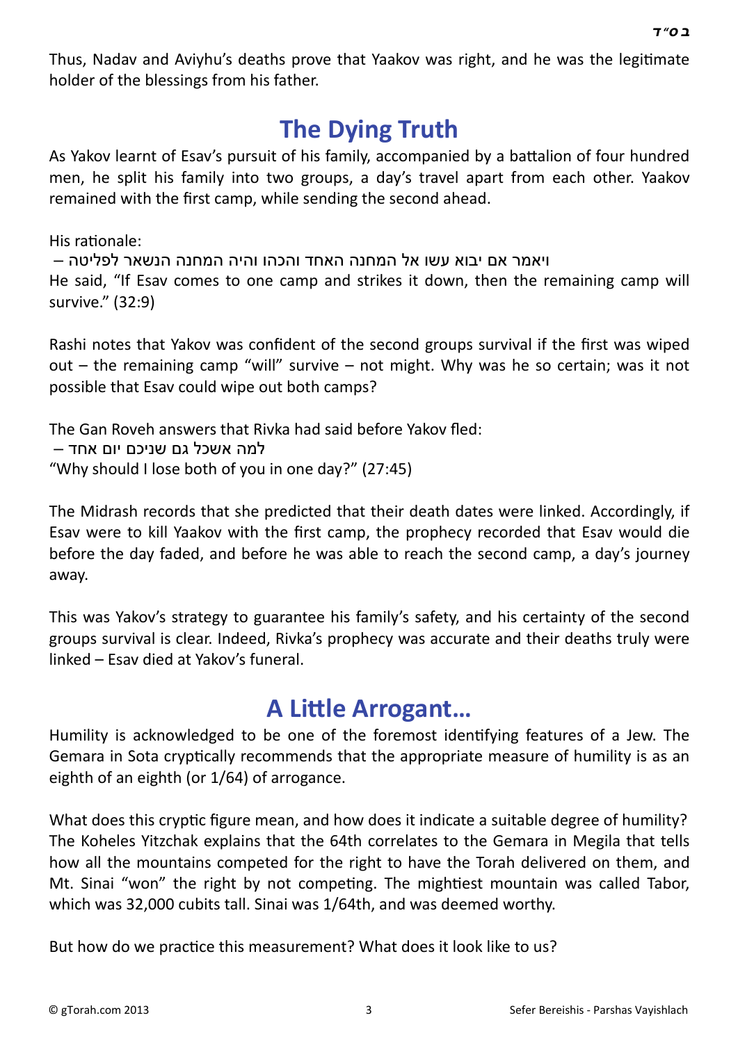Thus, Nadav and Aviyhu's deaths prove that Yaakov was right, and he was the legitimate holder of the blessings from his father.

## The Dying Truth

As Yakov learnt of Esav's pursuit of his family, accompanied by a battalion of four hundred men, he split his family into two groups, a day's travel apart from each other. Yaakov remained with the first camp, while sending the second ahead.

His rationale:

ויאמר אם יבוא עשו אל המחנה האחד והכהו והיה המחנה הנשאר לפליטה –

He said, "If Esav comes to one camp and strikes it down, then the remaining camp will survive." (32:9)

Rashi notes that Yakov was confident of the second groups survival if the first was wiped out – the remaining camp "will" survive – not might. Why was he so certain; was it not possible that Esav could wipe out both camps?

The Gan Roveh answers that Rivka had said before Yakov fled:

למה אשכל גם שניכם יום אחד –

"Why should I lose both of you in one day?" (27:45)

The Midrash records that she predicted that their death dates were linked. Accordingly, if Esav were to kill Yaakov with the first camp, the prophecy recorded that Esav would die before the day faded, and before he was able to reach the second camp, a day's journey away.

This was Yakov's strategy to guarantee his family's safety, and his certainty of the second groups survival is clear. Indeed, Rivka's prophecy was accurate and their deaths truly were linked – Esav died at Yakov's funeral.

## A Little Arrogant…

Humility is acknowledged to be one of the foremost identifying features of a Jew. The Gemara in Sota cryptically recommends that the appropriate measure of humility is as an eighth of an eighth (or 1/64) of arrogance.

What does this cryptic figure mean, and how does it indicate a suitable degree of humility? The Koheles Yitzchak explains that the 64th correlates to the Gemara in Megila that tells how all the mountains competed for the right to have the Torah delivered on them, and Mt. Sinai "won" the right by not competing. The mightiest mountain was called Tabor, which was 32,000 cubits tall. Sinai was 1/64th, and was deemed worthy.

But how do we practice this measurement? What does it look like to us?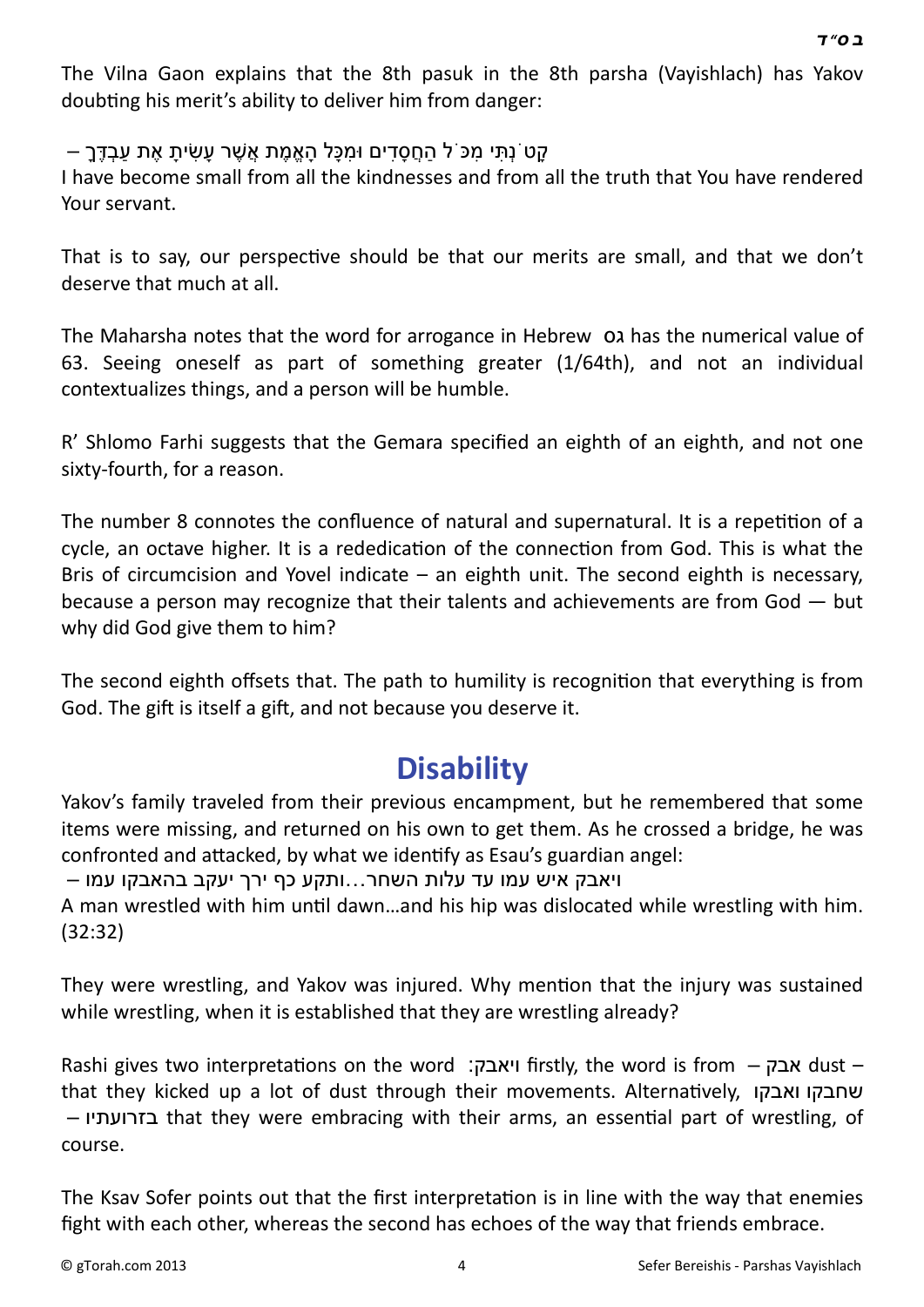The Vilna Gaon explains that the 8th pasuk in the 8th parsha (Vayishlach) has Yakov doubting his merit's ability to deliver him from danger:

קָטֹ֜נְתִּי מִכֹּ֤ל הַחֲסָדִים֙ וּמִכָּל הָאֱמֶ֔ת אֲשֶׁ֥ר עָשִׂ֖יתָ אֶת עַבְדֶּ֑ךָ –
I have become small from all the kindnesses and from all the truth that You have rendered Your servant.

That is to say, our perspective should be that our merits are small, and that we don't deserve that much at all.

The Maharsha notes that the word for arrogance in Hebrew גס has the numerical value of 63. Seeing oneself as part of something greater (1/64th), and not an individual contextualizes things, and a person will be humble.

R' Shlomo Farhi suggests that the Gemara specified an eighth of an eighth, and not one sixty-fourth, for a reason.

The number 8 connotes the confluence of natural and supernatural. It is a repetition of a cycle, an octave higher. It is a rededication of the connection from God. This is what the Bris of circumcision and Yovel indicate – an eighth unit. The second eighth is necessary, because a person may recognize that their talents and achievements are from God — but why did God give them to him?

The second eighth offsets that. The path to humility is recognition that everything is from God. The gift is itself a gift, and not because you deserve it.

# Disability

Yakov's family traveled from their previous encampment, but he remembered that some items were missing, and returned on his own to get them. As he crossed a bridge, he was confronted and attacked, by what we identify as Esau's guardian angel:

ויאבק איש עמו עד עלות השחר…ותקע כף ירך יעקב בהאבקו עמו –
A man wrestled with him until dawn…and his hip was dislocated while wrestling with him. (32:32)

They were wrestling, and Yakov was injured. Why mention that the injury was sustained while wrestling, when it is established that they are wrestling already?

Rashi gives two interpretations on the word ויאבק: firstly, the word is from אבק – dust – that they kicked up a lot of dust through their movements. Alternatively, שחבקו ואבקו בזרועתיו – that they were embracing with their arms, an essential part of wrestling, of course.

The Ksav Sofer points out that the first interpretation is in line with the way that enemies fight with each other, whereas the second has echoes of the way that friends embrace.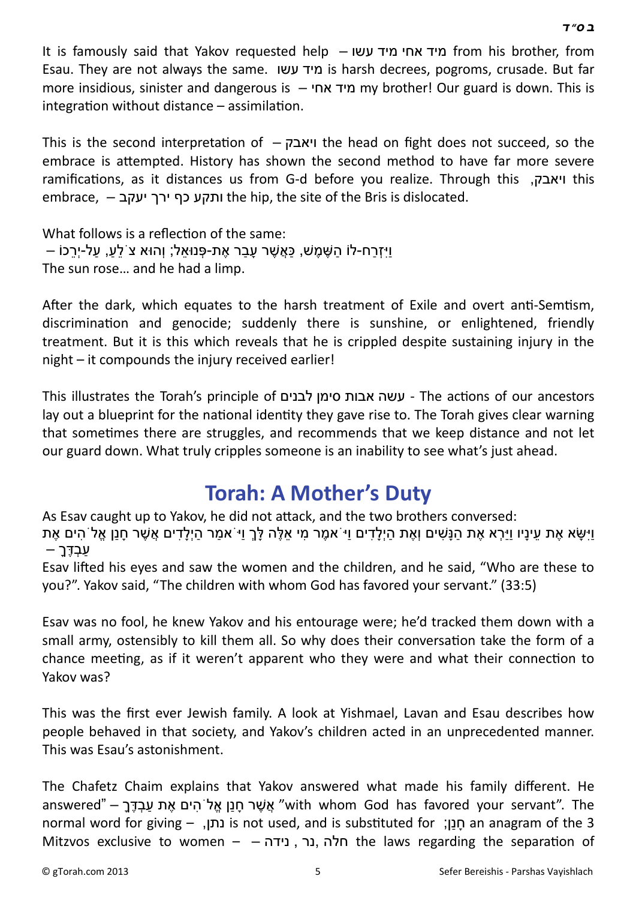It is famously said that Yakov requested help – מיד אחי מיד עשו from his brother, from Esau. They are not always the same. מיד עשו is harsh decrees, pogroms, crusade. But far more insidious, sinister and dangerous is – מיד אחי my brother! Our guard is down. This is integration without distance – assimilation.

This is the second interpretation of – ויאבק the head on fight does not succeed, so the embrace is attempted. History has shown the second method to have far more severe ramifications, as it distances us from G-d before you realize. Through this ,ויאבק this embrace, – ותקע כף ירך יעקב the hip, the site of the Bris is dislocated.

What follows is a reflection of the same:
וַיִּזְרַח-לוֹ הַשֶּׁמֶשׁ, כַּאֲשֶׁר עָבַר אֶת-פְּנוּאֵל; וְהוּא צֹלֵעַ, עַל-יְרֵכוֹ –
The sun rose… and he had a limp.

After the dark, which equates to the harsh treatment of Exile and overt anti-Semtism, discrimination and genocide; suddenly there is sunshine, or enlightened, friendly treatment. But it is this which reveals that he is crippled despite sustaining injury in the night – it compounds the injury received earlier!

This illustrates the Torah's principle of עשה אבות סימן לבנים - The actions of our ancestors lay out a blueprint for the national identity they gave rise to. The Torah gives clear warning that sometimes there are struggles, and recommends that we keep distance and not let our guard down. What truly cripples someone is an inability to see what's just ahead.

## Torah: A Mother's Duty

As Esav caught up to Yakov, he did not attack, and the two brothers conversed:
וַיִּשָּׂא אֶת עֵינָיו וַיַּרְא אֶת הַנָּשִׁים וְאֶת הַיְלָדִים וַיֹּאמֶר מִי אֵלֶּה לָּךְ וַיֹּאמַר הַיְלָדִים אֲשֶׁר חָנַן אֱלֹהִים אֶת עַבְדֶּךָ –
Esav lifted his eyes and saw the women and the children, and he said, "Who are these to you?". Yakov said, "The children with whom God has favored your servant." (33:5)

Esav was no fool, he knew Yakov and his entourage were; he'd tracked them down with a small army, ostensibly to kill them all. So why does their conversation take the form of a chance meeting, as if it weren't apparent who they were and what their connection to Yakov was?

This was the first ever Jewish family. A look at Yishmael, Lavan and Esau describes how people behaved in that society, and Yakov's children acted in an unprecedented manner. This was Esau's astonishment.

The Chafetz Chaim explains that Yakov answered what made his family different. He answered" – אֲשֶׁר חָנַן אֱלֹהִים אֶת עַבְדֶּךָ "with whom God has favored your servant". The normal word for giving – ,נתן is not used, and is substituted for ;חָנַן an anagram of the 3 Mitzvos exclusive to women – – חלה ,נר ,נידה the laws regarding the separation of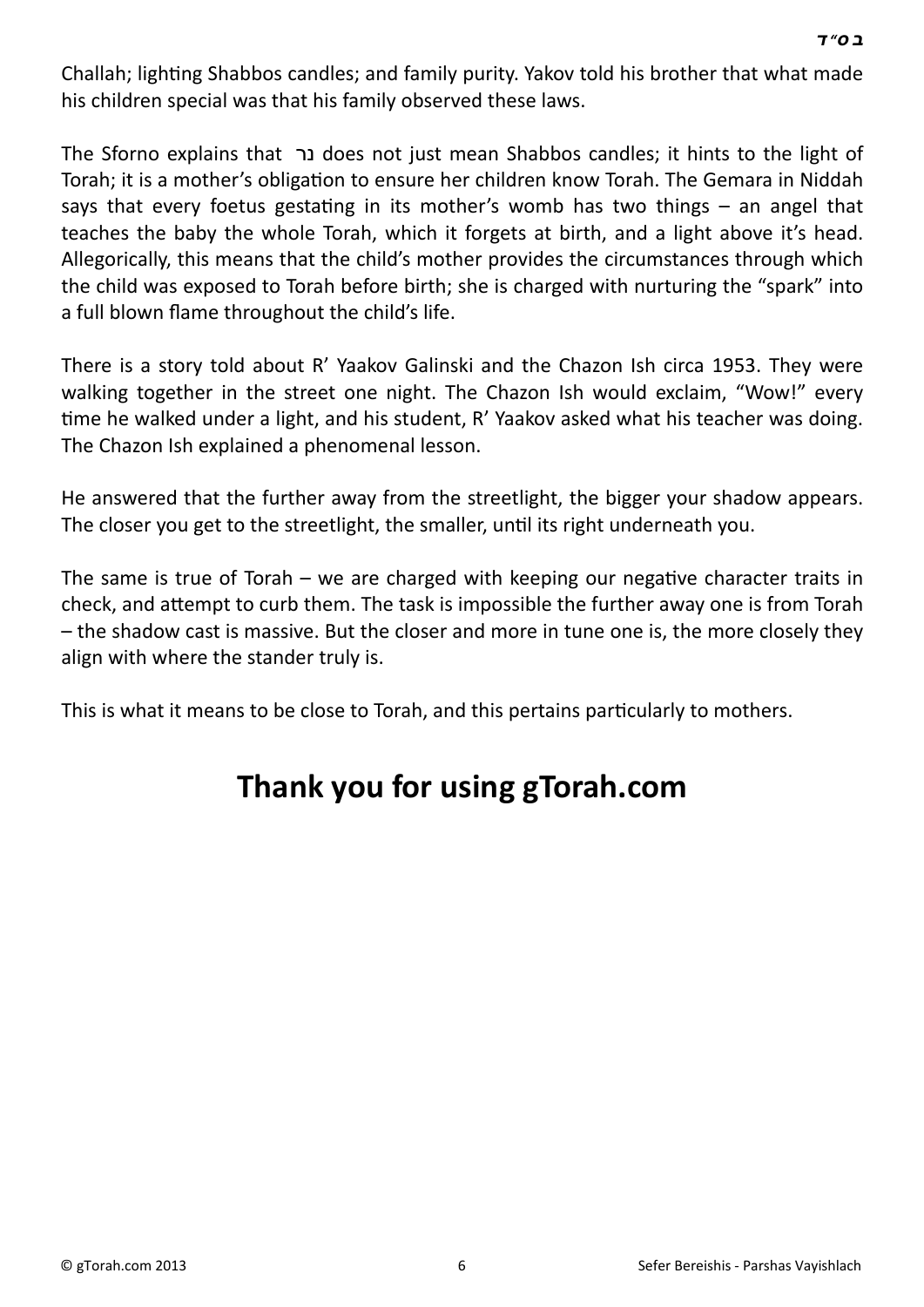Challah; lighting Shabbos candles; and family purity. Yakov told his brother that what made his children special was that his family observed these laws.

The Sforno explains that נר does not just mean Shabbos candles; it hints to the light of Torah; it is a mother's obligation to ensure her children know Torah. The Gemara in Niddah says that every foetus gestating in its mother's womb has two things – an angel that teaches the baby the whole Torah, which it forgets at birth, and a light above it's head. Allegorically, this means that the child's mother provides the circumstances through which the child was exposed to Torah before birth; she is charged with nurturing the "spark" into a full blown flame throughout the child's life.

There is a story told about R' Yaakov Galinski and the Chazon Ish circa 1953. They were walking together in the street one night. The Chazon Ish would exclaim, "Wow!" every time he walked under a light, and his student, R' Yaakov asked what his teacher was doing. The Chazon Ish explained a phenomenal lesson.

He answered that the further away from the streetlight, the bigger your shadow appears. The closer you get to the streetlight, the smaller, until its right underneath you.

The same is true of Torah – we are charged with keeping our negative character traits in check, and attempt to curb them. The task is impossible the further away one is from Torah – the shadow cast is massive. But the closer and more in tune one is, the more closely they align with where the stander truly is.

This is what it means to be close to Torah, and this pertains particularly to mothers.

## Thank you for using gTorah.com